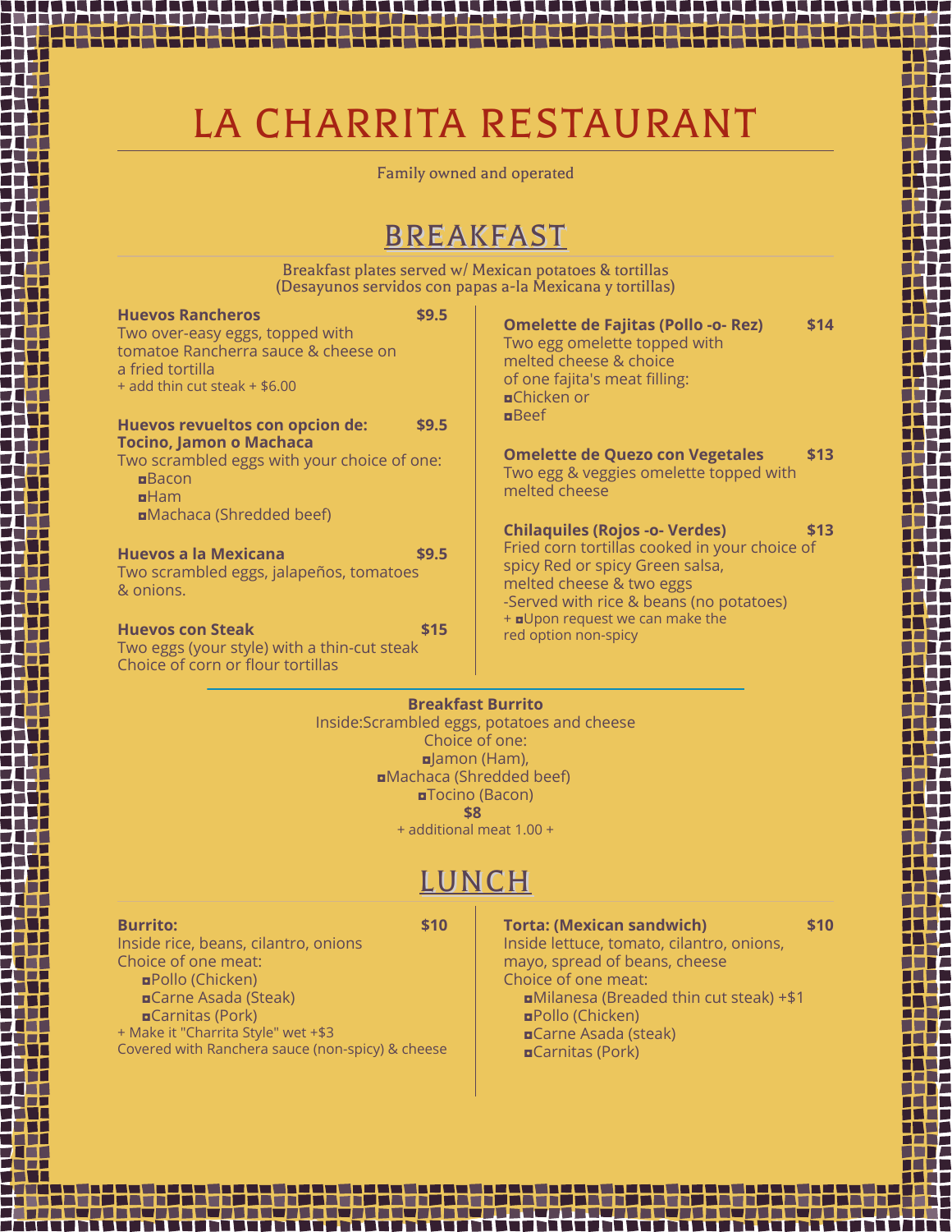# LA CHARRITA RESTAURANT

Family owned and operated

## BREAKFAST

Breakfast plates served w/ Mexican potatoes & tortillas
(Desayunos servidos con papas a-la Mexicana y tortillas)

**Huevos Rancheros** **$9.5**
Two over-easy eggs, topped with tomatoe Rancherra sauce & cheese on a fried tortilla
+ add thin cut steak + $6.00

**Huevos revueltos con opcion de: Tocino, Jamon o Machaca** **$9.5**
Two scrambled eggs with your choice of one:
- Bacon
- Ham
- Machaca (Shredded beef)

**Huevos a la Mexicana** **$9.5**
Two scrambled eggs, jalapeños, tomatoes & onions.

**Huevos con Steak** **$15**
Two eggs (your style) with a thin-cut steak
Choice of corn or flour tortillas

**Omelette de Fajitas (Pollo -o- Rez)** **$14**
Two egg omelette topped with melted cheese & choice of one fajita's meat filling:
- Chicken or
- Beef

**Omelette de Quezo con Vegetales** **$13**
Two egg & veggies omelette topped with melted cheese

**Chilaquiles (Rojos -o- Verdes)** **$13**
Fried corn tortillas cooked in your choice of spicy Red or spicy Green salsa, melted cheese & two eggs
-Served with rice & beans (no potatoes)
+ Upon request we can make the red option non-spicy

**Breakfast Burrito**
Inside:Scrambled eggs, potatoes and cheese
Choice of one:
- Jamon (Ham),
- Machaca (Shredded beef)
- Tocino (Bacon)

**$8**
+ additional meat 1.00 +

## LUNCH

**Burrito:** **$10**
Inside rice, beans, cilantro, onions
Choice of one meat:
- Pollo (Chicken)
- Carne Asada (Steak)
- Carnitas (Pork)

+ Make it "Charrita Style" wet +$3
Covered with Ranchera sauce (non-spicy) & cheese

**Torta: (Mexican sandwich)** **$10**
Inside lettuce, tomato, cilantro, onions, mayo, spread of beans, cheese
Choice of one meat:
- Milanesa (Breaded thin cut steak) +$1
- Pollo (Chicken)
- Carne Asada (steak)
- Carnitas (Pork)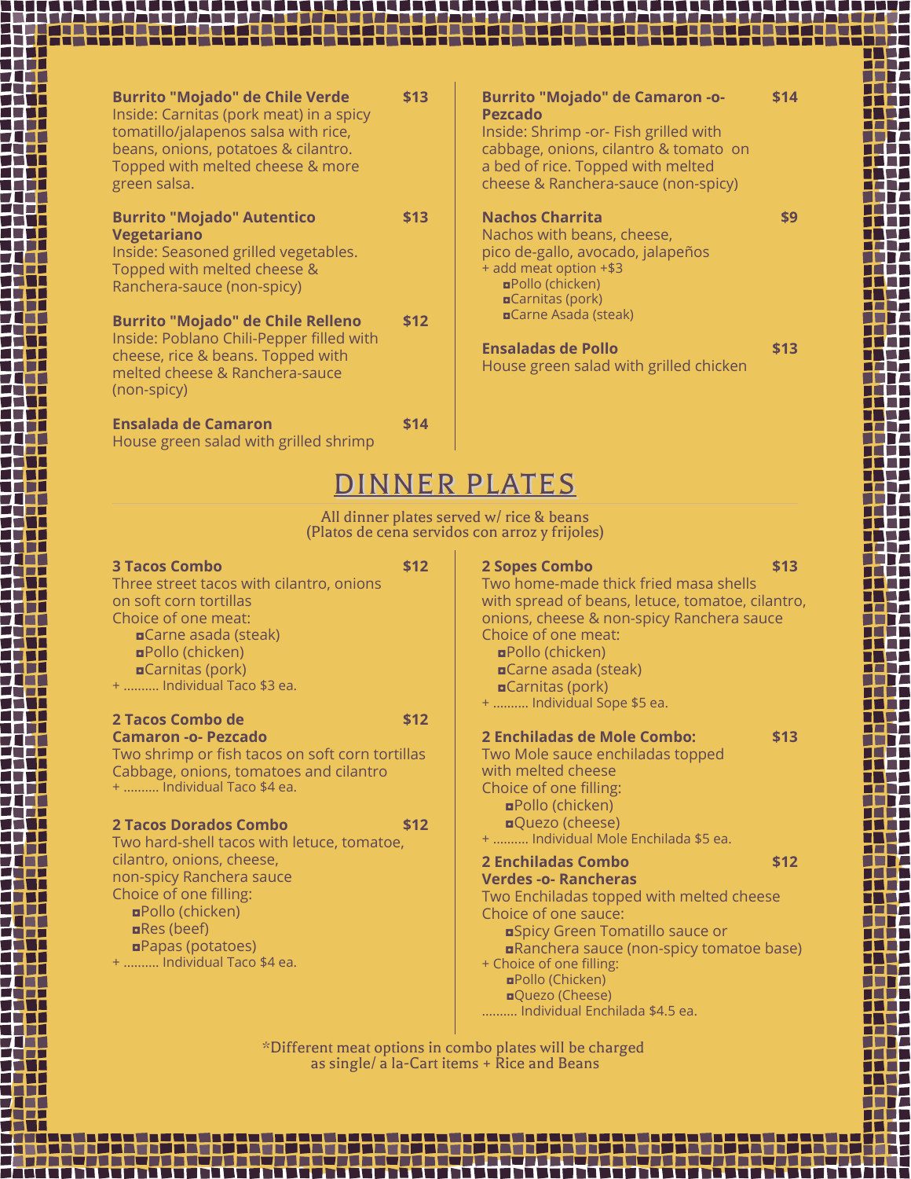**Burrito "Mojado" de Chile Verde** **$13**
Inside: Carnitas (pork meat) in a spicy tomatillo/jalapenos salsa with rice, beans, onions, potatoes & cilantro. Topped with melted cheese & more green salsa.

**Burrito "Mojado" Autentico Vegetariano** **$13**
Inside: Seasoned grilled vegetables. Topped with melted cheese & Ranchera-sauce (non-spicy)

**Burrito "Mojado" de Chile Relleno** **$12**
Inside: Poblano Chili-Pepper filled with cheese, rice & beans. Topped with melted cheese & Ranchera-sauce (non-spicy)

**Ensalada de Camaron** **$14**
House green salad with grilled shrimp

**Burrito "Mojado" de Camaron -o- Pezcado** **$14**
Inside: Shrimp -or- Fish grilled with cabbage, onions, cilantro & tomato on a bed of rice. Topped with melted cheese & Ranchera-sauce (non-spicy)

**Nachos Charrita** **$9**
Nachos with beans, cheese, pico de-gallo, avocado, jalapeños
+ add meat option +$3
- Pollo (chicken)
- Carnitas (pork)
- Carne Asada (steak)

**Ensaladas de Pollo** **$13**
House green salad with grilled chicken

# DINNER PLATES

All dinner plates served w/ rice & beans
(Platos de cena servidos con arroz y frijoles)

**3 Tacos Combo** **$12**
Three street tacos with cilantro, onions on soft corn tortillas
Choice of one meat:
- Carne asada (steak)
- Pollo (chicken)
- Carnitas (pork)

+ .......... Individual Taco $3 ea.

**2 Tacos Combo de Camaron -o- Pezcado** **$12**
Two shrimp or fish tacos on soft corn tortillas
Cabbage, onions, tomatoes and cilantro
+ .......... Individual Taco $4 ea.

**2 Tacos Dorados Combo** **$12**
Two hard-shell tacos with letuce, tomatoe, cilantro, onions, cheese, non-spicy Ranchera sauce
Choice of one filling:
- Pollo (chicken)
- Res (beef)
- Papas (potatoes)

+ .......... Individual Taco $4 ea.

**2 Sopes Combo** **$13**
Two home-made thick fried masa shells with spread of beans, letuce, tomatoe, cilantro, onions, cheese & non-spicy Ranchera sauce
Choice of one meat:
- Pollo (chicken)
- Carne asada (steak)
- Carnitas (pork)

+ .......... Individual Sope $5 ea.

**2 Enchiladas de Mole Combo:** **$13**
Two Mole sauce enchiladas topped with melted cheese
Choice of one filling:
- Pollo (chicken)
- Quezo (cheese)

+ .......... Individual Mole Enchilada $5 ea.

**2 Enchiladas Combo Verdes -o- Rancheras** **$12**
Two Enchiladas topped with melted cheese
Choice of one sauce:
- Spicy Green Tomatillo sauce or
- Ranchera sauce (non-spicy tomatoe base)

+ Choice of one filling:
- Pollo (Chicken)
- Quezo (Cheese)

.......... Individual Enchilada $4.5 ea.

*Different meat options in combo plates will be charged as single/ a la-Cart items + Rice and Beans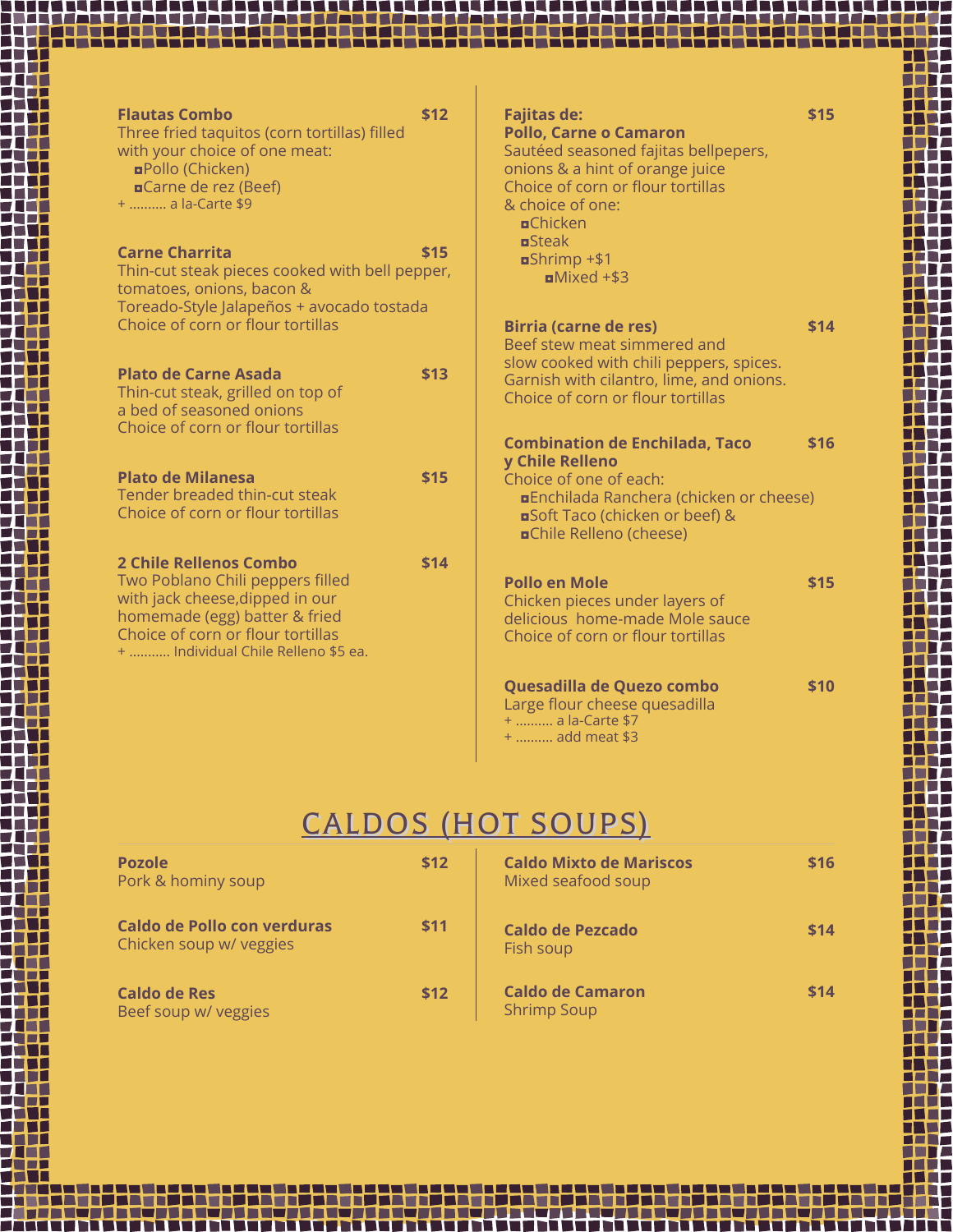**Flautas Combo** **$12**
Three fried taquitos (corn tortillas) filled with your choice of one meat:
- Pollo (Chicken)
- Carne de rez (Beef)

+ .......... a la-Carte $9

**Carne Charrita** **$15**
Thin-cut steak pieces cooked with bell pepper, tomatoes, onions, bacon &
Toreado-Style Jalapeños + avocado tostada
Choice of corn or flour tortillas

**Plato de Carne Asada** **$13**
Thin-cut steak, grilled on top of a bed of seasoned onions
Choice of corn or flour tortillas

**Plato de Milanesa** **$15**
Tender breaded thin-cut steak
Choice of corn or flour tortillas

**2 Chile Rellenos Combo** **$14**
Two Poblano Chili peppers filled with jack cheese,dipped in our homemade (egg) batter & fried
Choice of corn or flour tortillas
+ ........... Individual Chile Relleno $5 ea.

**Fajitas de:** **$15**
**Pollo, Carne o Camaron**
Sautéed seasoned fajitas bellpepers, onions & a hint of orange juice
Choice of corn or flour tortillas
& choice of one:
- Chicken
- Steak
- Shrimp +$1
  - Mixed +$3

**Birria (carne de res)** **$14**
Beef stew meat simmered and slow cooked with chili peppers, spices.
Garnish with cilantro, lime, and onions.
Choice of corn or flour tortillas

**Combination de Enchilada, Taco y Chile Relleno** **$16**
Choice of one of each:
- Enchilada Ranchera (chicken or cheese)
- Soft Taco (chicken or beef) &
- Chile Relleno (cheese)

**Pollo en Mole** **$15**
Chicken pieces under layers of delicious home-made Mole sauce
Choice of corn or flour tortillas

**Quesadilla de Quezo combo** **$10**
Large flour cheese quesadilla
+ .......... a la-Carte $7
+ .......... add meat $3

## CALDOS (HOT SOUPS)

**Pozole** **$12**
Pork & hominy soup

**Caldo de Pollo con verduras** **$11**
Chicken soup w/ veggies

**Caldo de Res** **$12**
Beef soup w/ veggies

**Caldo Mixto de Mariscos** **$16**
Mixed seafood soup

**Caldo de Pezcado** **$14**
Fish soup

**Caldo de Camaron** **$14**
Shrimp Soup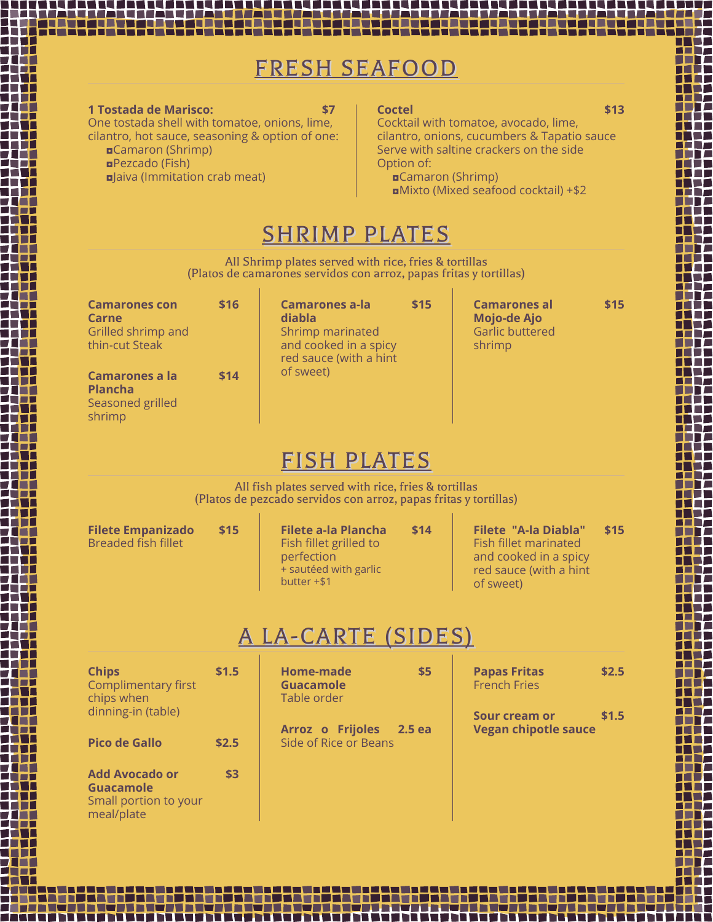# FRESH SEAFOOD

**1 Tostada de Marisco: $7**
One tostada shell with tomatoe, onions, lime, cilantro, hot sauce, seasoning & option of one:
- Camaron (Shrimp)
- Pezcado (Fish)
- Jaiva (Immitation crab meat)

**Coctel $13**
Cocktail with tomatoe, avocado, lime, cilantro, onions, cucumbers & Tapatio sauce
Serve with saltine crackers on the side
Option of:
- Camaron (Shrimp)
- Mixto (Mixed seafood cocktail) +$2

# SHRIMP PLATES

All Shrimp plates served with rice, fries & tortillas
(Platos de camarones servidos con arroz, papas fritas y tortillas)

**Camarones con Carne $16**
Grilled shrimp and thin-cut Steak

**Camarones a la Plancha $14**
Seasoned grilled shrimp

**Camarones a-la diabla $15**
Shrimp marinated and cooked in a spicy red sauce (with a hint of sweet)

**Camarones al Mojo-de Ajo $15**
Garlic buttered shrimp

# FISH PLATES

All fish plates served with rice, fries & tortillas
(Platos de pezcado servidos con arroz, papas fritas y tortillas)

**Filete Empanizado $15**
Breaded fish fillet

**Filete a-la Plancha $14**
Fish fillet grilled to perfection
+ sautéed with garlic butter +$1

**Filete "A-la Diabla" $15**
Fish fillet marinated and cooked in a spicy red sauce (with a hint of sweet)

# A LA-CARTE (SIDES)

**Chips $1.5**
Complimentary first chips when dinning-in (table)

**Pico de Gallo $2.5**

**Add Avocado or Guacamole $3**
Small portion to your meal/plate

**Home-made Guacamole $5**
Table order

**Arroz o Frijoles 2.5 ea**
Side of Rice or Beans

**Papas Fritas $2.5**
French Fries

**Sour cream or Vegan chipotle sauce $1.5**